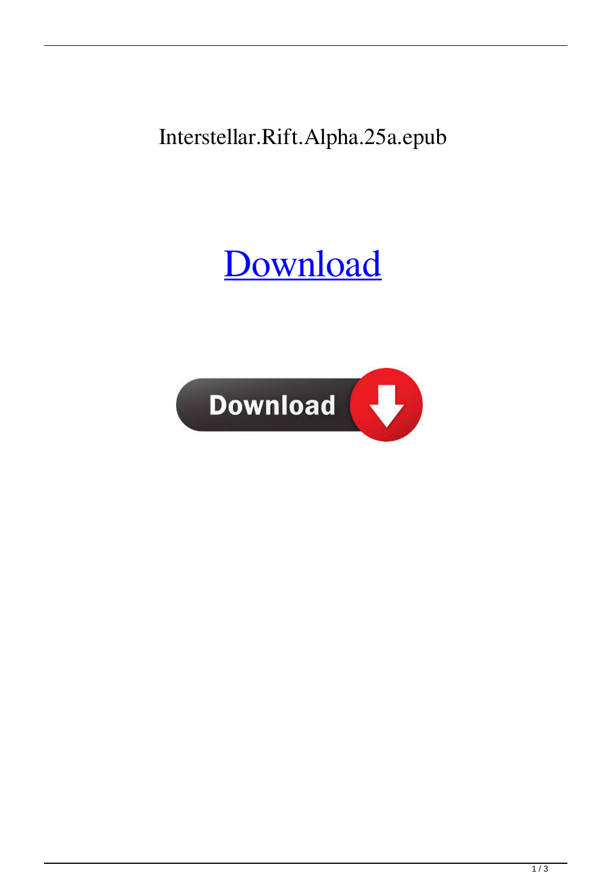Interstellar.Rift.Alpha.25a.epub

Download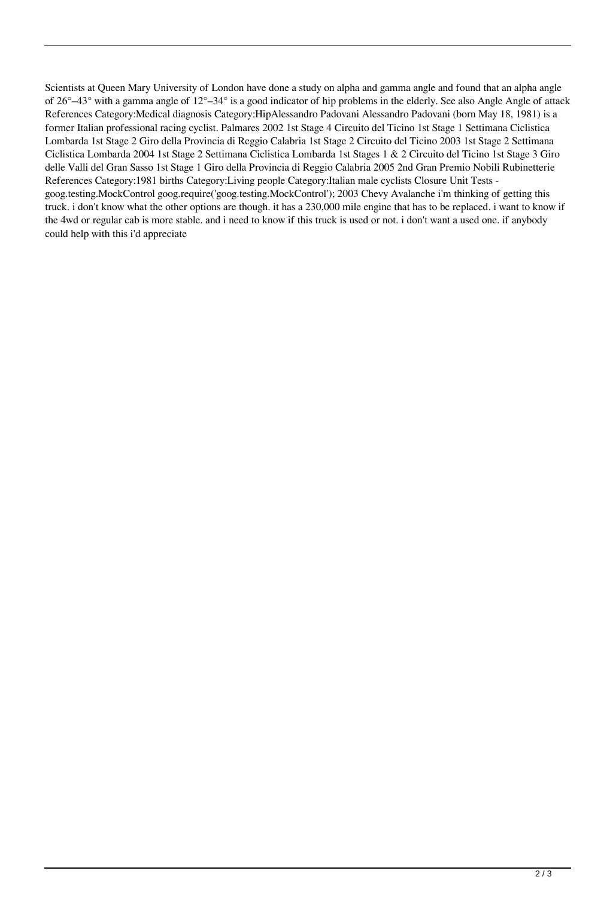Scientists at Queen Mary University of London have done a study on alpha and gamma angle and found that an alpha angle of 26°–43° with a gamma angle of 12°–34° is a good indicator of hip problems in the elderly. See also Angle Angle of attack References Category:Medical diagnosis Category:HipAlessandro Padovani Alessandro Padovani (born May 18, 1981) is a former Italian professional racing cyclist. Palmares 2002 1st Stage 4 Circuito del Ticino 1st Stage 1 Settimana Ciclistica Lombarda 1st Stage 2 Giro della Provincia di Reggio Calabria 1st Stage 2 Circuito del Ticino 2003 1st Stage 2 Settimana Ciclistica Lombarda 2004 1st Stage 2 Settimana Ciclistica Lombarda 1st Stages 1 & 2 Circuito del Ticino 1st Stage 3 Giro delle Valli del Gran Sasso 1st Stage 1 Giro della Provincia di Reggio Calabria 2005 2nd Gran Premio Nobili Rubinetterie References Category:1981 births Category:Living people Category:Italian male cyclists Closure Unit Tests - goog.testing.MockControl goog.require('goog.testing.MockControl'); 2003 Chevy Avalanche i'm thinking of getting this truck. i don't know what the other options are though. it has a 230,000 mile engine that has to be replaced. i want to know if the 4wd or regular cab is more stable. and i need to know if this truck is used or not. i don't want a used one. if anybody could help with this i'd appreciate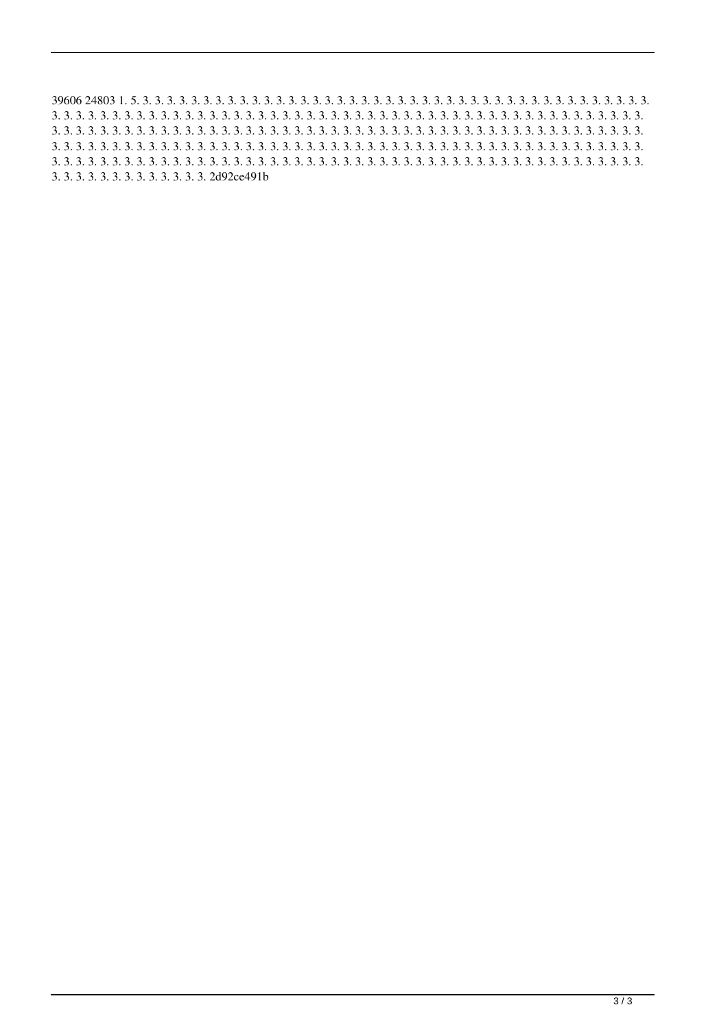39606 24803 1. 5. 3. 3. 3. 3. 3. 3. 3. 3. 3. 3. 3. 3. 3. 3. 3. 3. 3. 3. 3. 3. 3. 3. 3. 3. 3. 3. 3. 3. 3. 3. 3. 3. 3. 3. 3. 3. 3. 3. 3. 3. 3. 3. 3. 3. 3. 3. 3. 3. 3. 3. 3. 3. 3. 3. 3. 3. 3. 3. 3. 3. 3. 3. 3. 3. 3. 3. 3. 3. 3. 3. 3. 3. 3. 3. 3. 3. 3. 3. 3. 3. 3. 3. 3. 3. 3. 3. 3. 3. 3. 3. 3. 3. 3. 3. 3. 3. 3. 3. 3. 3. 3. 3. 3. 3. 3. 3. 3. 3. 3. 3. 3. 3. 3. 3. 3. 3. 3. 3. 3. 3. 3. 3. 3. 3. 3. 3. 3. 3. 3. 3. 3. 3. 3. 3. 3. 3. 3. 3. 3. 3. 3. 3. 3. 3. 3. 3. 3. 3. 3. 3. 3. 3. 3. 3. 3. 3. 3. 3. 3. 3. 3. 3. 3. 3. 3. 3. 3. 3. 3. 3. 3. 3. 3. 3. 3. 3. 3. 3. 3. 3. 3. 3. 3. 3. 3. 3. 3. 3. 3. 3. 3. 3. 3. 3. 3. 3. 3. 3. 3. 3. 3. 3. 3. 3. 3. 3. 3. 3. 3. 3. 3. 3. 3. 3. 3. 3. 3. 3. 3. 3. 3. 3. 3. 3. 3. 3. 3. 3. 3. 3. 3. 3. 3. 3. 3. 3. 3. 3. 3. 3. 3. 3. 3. 3. 3. 3. 3. 3. 3. 3. 3. 3. 3. 3. 3. 3. 3. 3. 3. 3. 3. 3. 3. 3. 3. 3. 3. 3. 3. 3. 3. 3. 3. 3. 3. 3. 3. 3. 3. 3. 3. 3. 3. 3. 3. 3. 3. 3. 3. 3. 3. 3. 3. 3. 3. 3. 3. 3. 3. 3. 3. 3. 3. 3. 3. 3. 3. 3. 3. 3. 3. 3. 3. 3. 3. 3. 3. 3. 3. 3. 3. 3. 3. 3. 3. 3. 3. 3. 3. 3. 3. 3. 3. 3. 3. 3. 3. 3. 3. 3. 3. 3. 3. 3. 3. 3. 3. 3. 3. 3. 3. 3. 3. 3. 3. 3. 3. 3. 3. 3. 3. 3. 3. 3. 2d92ce491b